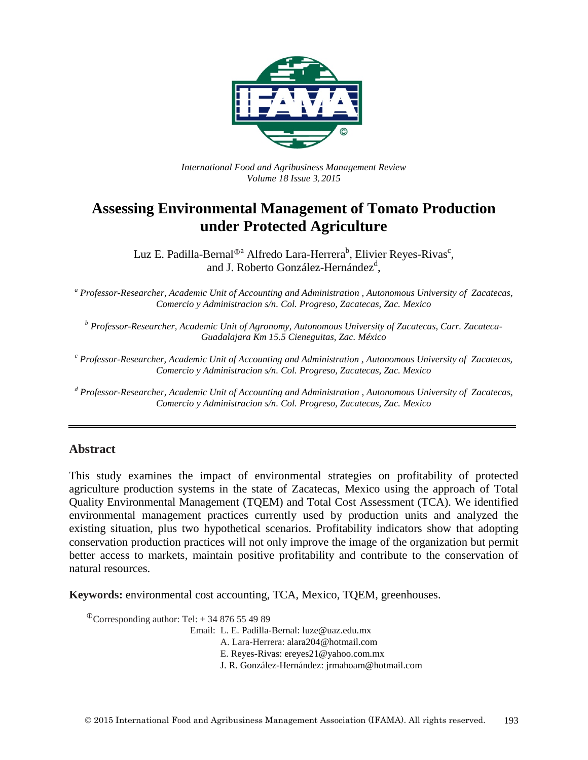*International Food and Agribusiness Management Review*
*Volume 18 Issue 3, 2015*

# Assessing Environmental Management of Tomato Production under Protected Agriculture

Luz E. Padilla-Bernal[①a] Alfredo Lara-Herrera[b], Elivier Reyes-Rivas[c], and J. Roberto González-Hernández[d],

[a] *Professor-Researcher, Academic Unit of Accounting and Administration , Autonomous University of Zacatecas, Comercio y Administracion s/n. Col. Progreso, Zacatecas, Zac. Mexico*

[b] *Professor-Researcher, Academic Unit of Agronomy, Autonomous University of Zacatecas, Carr. Zacateca-Guadalajara Km 15.5 Cieneguitas, Zac. México*

[c] *Professor-Researcher, Academic Unit of Accounting and Administration , Autonomous University of Zacatecas, Comercio y Administracion s/n. Col. Progreso, Zacatecas, Zac. Mexico*

[d] *Professor-Researcher, Academic Unit of Accounting and Administration , Autonomous University of Zacatecas, Comercio y Administracion s/n. Col. Progreso, Zacatecas, Zac. Mexico*

## Abstract

This study examines the impact of environmental strategies on profitability of protected agriculture production systems in the state of Zacatecas, Mexico using the approach of Total Quality Environmental Management (TQEM) and Total Cost Assessment (TCA). We identified environmental management practices currently used by production units and analyzed the existing situation, plus two hypothetical scenarios. Profitability indicators show that adopting conservation production practices will not only improve the image of the organization but permit better access to markets, maintain positive profitability and contribute to the conservation of natural resources.

**Keywords:** environmental cost accounting, TCA, Mexico, TQEM, greenhouses.

[①]Corresponding author: Tel: + 34 876 55 49 89
Email: L. E. Padilla-Bernal: luze@uaz.edu.mx
A. Lara-Herrera: alara204@hotmail.com
E. Reyes-Rivas: ereyes21@yahoo.com.mx
J. R. González-Hernández: jrmahoam@hotmail.com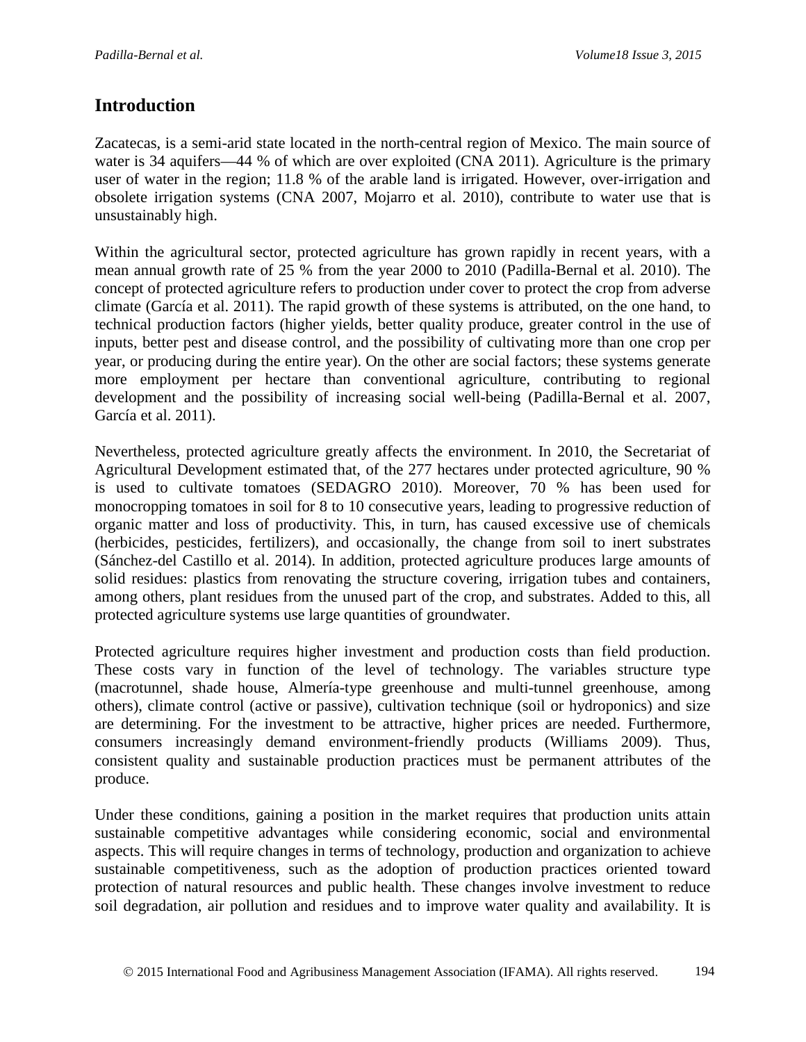## Introduction

Zacatecas, is a semi-arid state located in the north-central region of Mexico. The main source of water is 34 aquifers—44 % of which are over exploited (CNA 2011). Agriculture is the primary user of water in the region; 11.8 % of the arable land is irrigated. However, over-irrigation and obsolete irrigation systems (CNA 2007, Mojarro et al. 2010), contribute to water use that is unsustainably high.

Within the agricultural sector, protected agriculture has grown rapidly in recent years, with a mean annual growth rate of 25 % from the year 2000 to 2010 (Padilla-Bernal et al. 2010). The concept of protected agriculture refers to production under cover to protect the crop from adverse climate (García et al. 2011). The rapid growth of these systems is attributed, on the one hand, to technical production factors (higher yields, better quality produce, greater control in the use of inputs, better pest and disease control, and the possibility of cultivating more than one crop per year, or producing during the entire year). On the other are social factors; these systems generate more employment per hectare than conventional agriculture, contributing to regional development and the possibility of increasing social well-being (Padilla-Bernal et al. 2007, García et al. 2011).

Nevertheless, protected agriculture greatly affects the environment. In 2010, the Secretariat of Agricultural Development estimated that, of the 277 hectares under protected agriculture, 90 % is used to cultivate tomatoes (SEDAGRO 2010). Moreover, 70 % has been used for monocropping tomatoes in soil for 8 to 10 consecutive years, leading to progressive reduction of organic matter and loss of productivity. This, in turn, has caused excessive use of chemicals (herbicides, pesticides, fertilizers), and occasionally, the change from soil to inert substrates (Sánchez-del Castillo et al. 2014). In addition, protected agriculture produces large amounts of solid residues: plastics from renovating the structure covering, irrigation tubes and containers, among others, plant residues from the unused part of the crop, and substrates. Added to this, all protected agriculture systems use large quantities of groundwater.

Protected agriculture requires higher investment and production costs than field production. These costs vary in function of the level of technology. The variables structure type (macrotunnel, shade house, Almería-type greenhouse and multi-tunnel greenhouse, among others), climate control (active or passive), cultivation technique (soil or hydroponics) and size are determining. For the investment to be attractive, higher prices are needed. Furthermore, consumers increasingly demand environment-friendly products (Williams 2009). Thus, consistent quality and sustainable production practices must be permanent attributes of the produce.

Under these conditions, gaining a position in the market requires that production units attain sustainable competitive advantages while considering economic, social and environmental aspects. This will require changes in terms of technology, production and organization to achieve sustainable competitiveness, such as the adoption of production practices oriented toward protection of natural resources and public health. These changes involve investment to reduce soil degradation, air pollution and residues and to improve water quality and availability. It is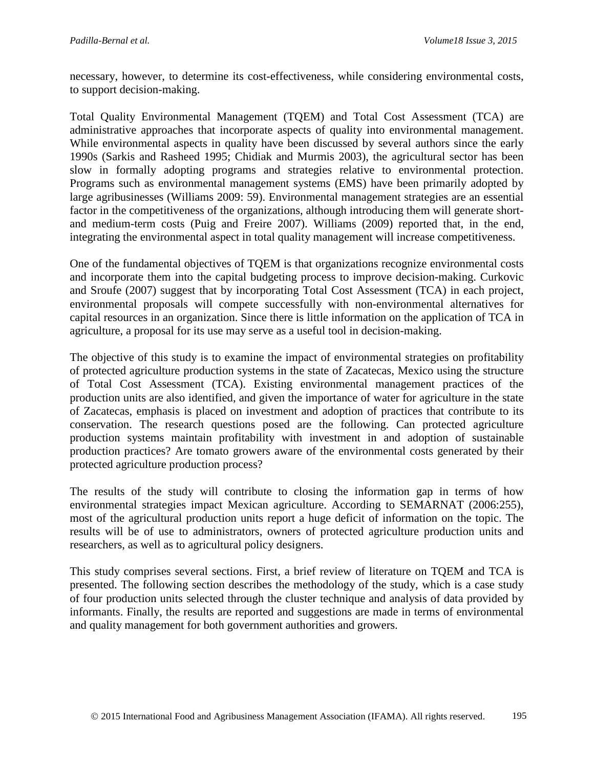necessary, however, to determine its cost-effectiveness, while considering environmental costs, to support decision-making.

Total Quality Environmental Management (TQEM) and Total Cost Assessment (TCA) are administrative approaches that incorporate aspects of quality into environmental management. While environmental aspects in quality have been discussed by several authors since the early 1990s (Sarkis and Rasheed 1995; Chidiak and Murmis 2003), the agricultural sector has been slow in formally adopting programs and strategies relative to environmental protection. Programs such as environmental management systems (EMS) have been primarily adopted by large agribusinesses (Williams 2009: 59). Environmental management strategies are an essential factor in the competitiveness of the organizations, although introducing them will generate short- and medium-term costs (Puig and Freire 2007). Williams (2009) reported that, in the end, integrating the environmental aspect in total quality management will increase competitiveness.

One of the fundamental objectives of TQEM is that organizations recognize environmental costs and incorporate them into the capital budgeting process to improve decision-making. Curkovic and Sroufe (2007) suggest that by incorporating Total Cost Assessment (TCA) in each project, environmental proposals will compete successfully with non-environmental alternatives for capital resources in an organization. Since there is little information on the application of TCA in agriculture, a proposal for its use may serve as a useful tool in decision-making.

The objective of this study is to examine the impact of environmental strategies on profitability of protected agriculture production systems in the state of Zacatecas, Mexico using the structure of Total Cost Assessment (TCA). Existing environmental management practices of the production units are also identified, and given the importance of water for agriculture in the state of Zacatecas, emphasis is placed on investment and adoption of practices that contribute to its conservation. The research questions posed are the following. Can protected agriculture production systems maintain profitability with investment in and adoption of sustainable production practices? Are tomato growers aware of the environmental costs generated by their protected agriculture production process?

The results of the study will contribute to closing the information gap in terms of how environmental strategies impact Mexican agriculture. According to SEMARNAT (2006:255), most of the agricultural production units report a huge deficit of information on the topic. The results will be of use to administrators, owners of protected agriculture production units and researchers, as well as to agricultural policy designers.

This study comprises several sections. First, a brief review of literature on TQEM and TCA is presented. The following section describes the methodology of the study, which is a case study of four production units selected through the cluster technique and analysis of data provided by informants. Finally, the results are reported and suggestions are made in terms of environmental and quality management for both government authorities and growers.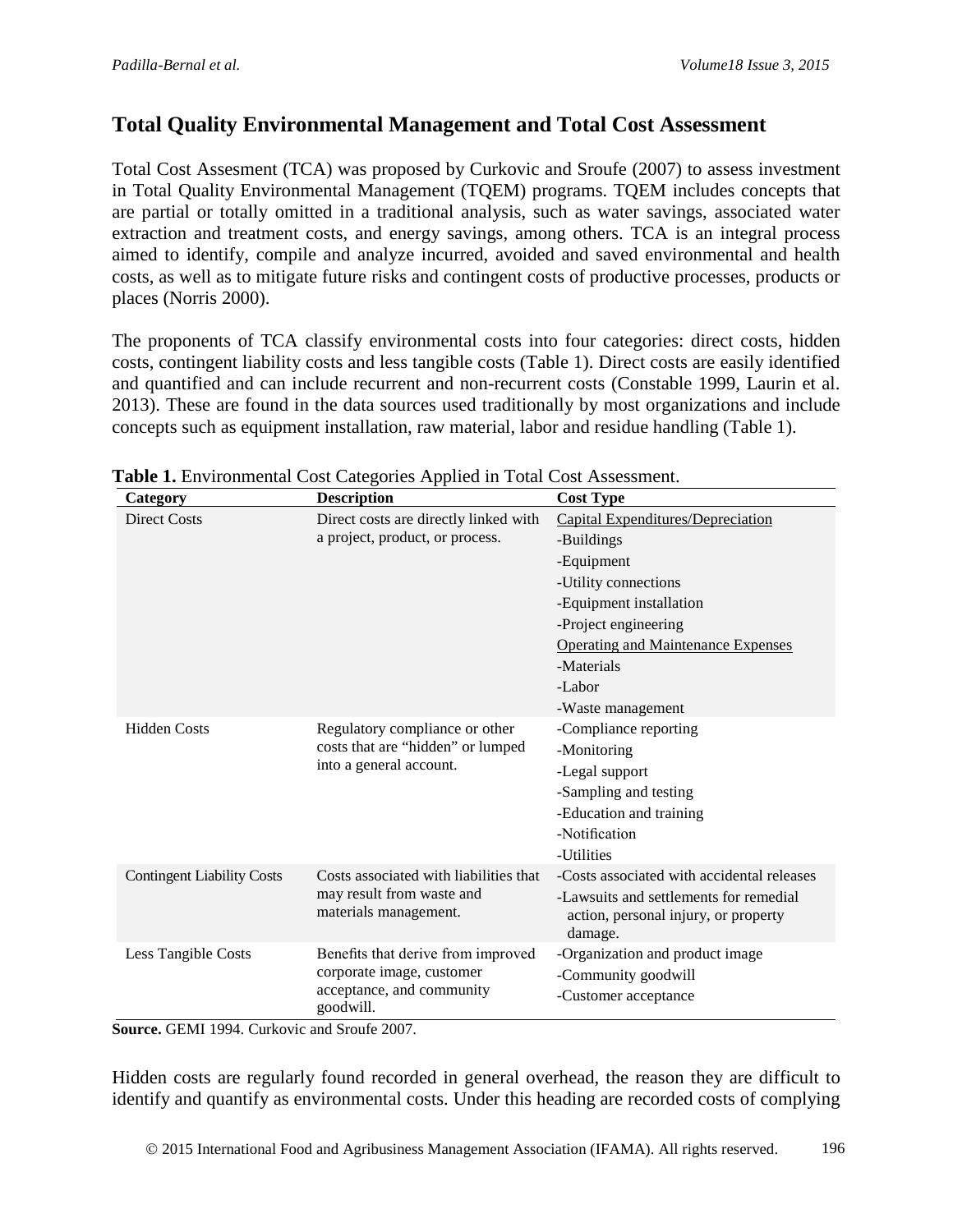## Total Quality Environmental Management and Total Cost Assessment

Total Cost Assesment (TCA) was proposed by Curkovic and Sroufe (2007) to assess investment in Total Quality Environmental Management (TQEM) programs. TQEM includes concepts that are partial or totally omitted in a traditional analysis, such as water savings, associated water extraction and treatment costs, and energy savings, among others. TCA is an integral process aimed to identify, compile and analyze incurred, avoided and saved environmental and health costs, as well as to mitigate future risks and contingent costs of productive processes, products or places (Norris 2000).

The proponents of TCA classify environmental costs into four categories: direct costs, hidden costs, contingent liability costs and less tangible costs (Table 1). Direct costs are easily identified and quantified and can include recurrent and non-recurrent costs (Constable 1999, Laurin et al. 2013). These are found in the data sources used traditionally by most organizations and include concepts such as equipment installation, raw material, labor and residue handling (Table 1).

**Table 1.** Environmental Cost Categories Applied in Total Cost Assessment.

| Category | Description | Cost Type |
|---|---|---|
| Direct Costs | Direct costs are directly linked with a project, product, or process. | Capital Expenditures/Depreciation<br>-Buildings<br>-Equipment<br>-Utility connections<br>-Equipment installation<br>-Project engineering<br>Operating and Maintenance Expenses<br>-Materials<br>-Labor<br>-Waste management |
| Hidden Costs | Regulatory compliance or other costs that are "hidden" or lumped into a general account. | -Compliance reporting<br>-Monitoring<br>-Legal support<br>-Sampling and testing<br>-Education and training<br>-Notification<br>-Utilities |
| Contingent Liability Costs | Costs associated with liabilities that may result from waste and materials management. | -Costs associated with accidental releases<br>-Lawsuits and settlements for remedial action, personal injury, or property damage. |
| Less Tangible Costs | Benefits that derive from improved corporate image, customer acceptance, and community goodwill. | -Organization and product image<br>-Community goodwill<br>-Customer acceptance |

**Source.** GEMI 1994. Curkovic and Sroufe 2007.

Hidden costs are regularly found recorded in general overhead, the reason they are difficult to identify and quantify as environmental costs. Under this heading are recorded costs of complying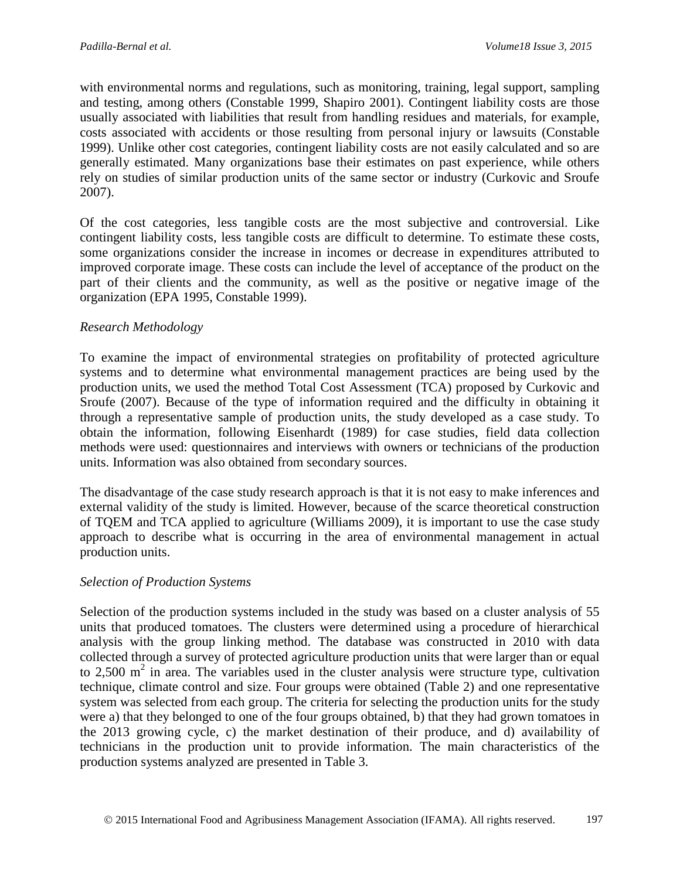with environmental norms and regulations, such as monitoring, training, legal support, sampling and testing, among others (Constable 1999, Shapiro 2001). Contingent liability costs are those usually associated with liabilities that result from handling residues and materials, for example, costs associated with accidents or those resulting from personal injury or lawsuits (Constable 1999). Unlike other cost categories, contingent liability costs are not easily calculated and so are generally estimated. Many organizations base their estimates on past experience, while others rely on studies of similar production units of the same sector or industry (Curkovic and Sroufe 2007).

Of the cost categories, less tangible costs are the most subjective and controversial. Like contingent liability costs, less tangible costs are difficult to determine. To estimate these costs, some organizations consider the increase in incomes or decrease in expenditures attributed to improved corporate image. These costs can include the level of acceptance of the product on the part of their clients and the community, as well as the positive or negative image of the organization (EPA 1995, Constable 1999).

*Research Methodology*

To examine the impact of environmental strategies on profitability of protected agriculture systems and to determine what environmental management practices are being used by the production units, we used the method Total Cost Assessment (TCA) proposed by Curkovic and Sroufe (2007). Because of the type of information required and the difficulty in obtaining it through a representative sample of production units, the study developed as a case study. To obtain the information, following Eisenhardt (1989) for case studies, field data collection methods were used: questionnaires and interviews with owners or technicians of the production units. Information was also obtained from secondary sources.

The disadvantage of the case study research approach is that it is not easy to make inferences and external validity of the study is limited. However, because of the scarce theoretical construction of TQEM and TCA applied to agriculture (Williams 2009), it is important to use the case study approach to describe what is occurring in the area of environmental management in actual production units.

*Selection of Production Systems*

Selection of the production systems included in the study was based on a cluster analysis of 55 units that produced tomatoes. The clusters were determined using a procedure of hierarchical analysis with the group linking method. The database was constructed in 2010 with data collected through a survey of protected agriculture production units that were larger than or equal to 2,500 $m^2$ in area. The variables used in the cluster analysis were structure type, cultivation technique, climate control and size. Four groups were obtained (Table 2) and one representative system was selected from each group. The criteria for selecting the production units for the study were a) that they belonged to one of the four groups obtained, b) that they had grown tomatoes in the 2013 growing cycle, c) the market destination of their produce, and d) availability of technicians in the production unit to provide information. The main characteristics of the production systems analyzed are presented in Table 3.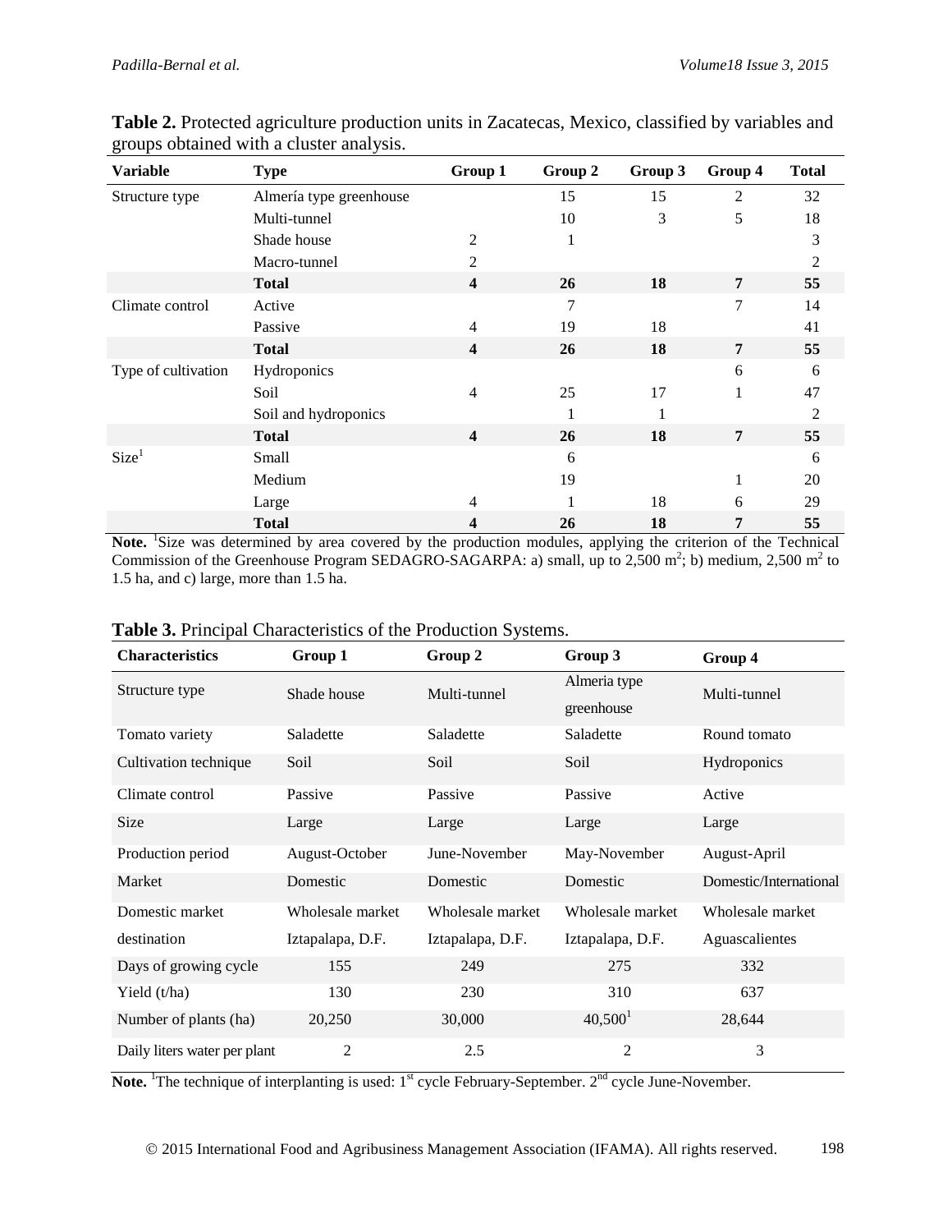**Table 2.** Protected agriculture production units in Zacatecas, Mexico, classified by variables and groups obtained with a cluster analysis.

| Variable | Type | Group 1 | Group 2 | Group 3 | Group 4 | Total |
|---|---|---|---|---|---|---|
| Structure type | Almería type greenhouse | | 15 | 15 | 2 | 32 |
| | Multi-tunnel | | 10 | 3 | 5 | 18 |
| | Shade house | 2 | 1 | | | 3 |
| | Macro-tunnel | 2 | | | | 2 |
| | **Total** | **4** | **26** | **18** | **7** | **55** |
| Climate control | Active | | 7 | | 7 | 14 |
| | Passive | 4 | 19 | 18 | | 41 |
| | **Total** | **4** | **26** | **18** | **7** | **55** |
| Type of cultivation | Hydroponics | | | | 6 | 6 |
| | Soil | 4 | 25 | 17 | 1 | 47 |
| | Soil and hydroponics | | 1 | 1 | | 2 |
| | **Total** | **4** | **26** | **18** | **7** | **55** |
| Size[1] | Small | | 6 | | | 6 |
| | Medium | | 19 | | 1 | 20 |
| | Large | 4 | 1 | 18 | 6 | 29 |
| | **Total** | **4** | **26** | **18** | **7** | **55** |

**Note.** [1]Size was determined by area covered by the production modules, applying the criterion of the Technical Commission of the Greenhouse Program SEDAGRO-SAGARPA: a) small, up to 2,500 $m^2$; b) medium, 2,500 $m^2$ to 1.5 ha, and c) large, more than 1.5 ha.

**Table 3.** Principal Characteristics of the Production Systems.

| Characteristics | Group 1 | Group 2 | Group 3 | Group 4 |
|---|---|---|---|---|
| Structure type | Shade house | Multi-tunnel | Almeria type greenhouse | Multi-tunnel |
| Tomato variety | Saladette | Saladette | Saladette | Round tomato |
| Cultivation technique | Soil | Soil | Soil | Hydroponics |
| Climate control | Passive | Passive | Passive | Active |
| Size | Large | Large | Large | Large |
| Production period | August-October | June-November | May-November | August-April |
| Market | Domestic | Domestic | Domestic | Domestic/International |
| Domestic market destination | Wholesale market Iztapalapa, D.F. | Wholesale market Iztapalapa, D.F. | Wholesale market Iztapalapa, D.F. | Wholesale market Aguascalientes |
| Days of growing cycle | 155 | 249 | 275 | 332 |
| Yield (t/ha) | 130 | 230 | 310 | 637 |
| Number of plants (ha) | 20,250 | 30,000 | 40,500[1] | 28,644 |
| Daily liters water per plant | 2 | 2.5 | 2 | 3 |

**Note.** [1]The technique of interplanting is used: 1st cycle February-September. 2nd cycle June-November.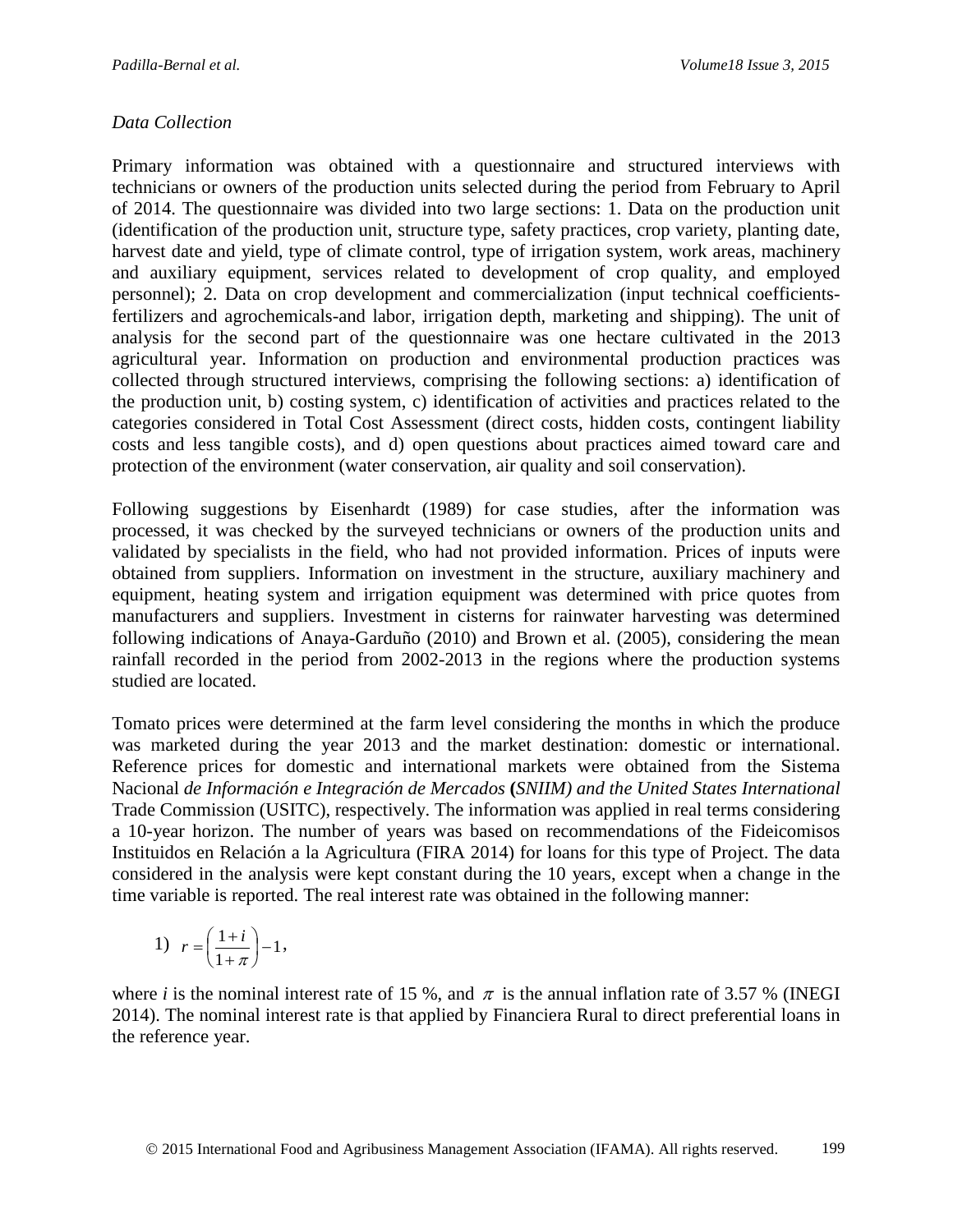*Data Collection*

Primary information was obtained with a questionnaire and structured interviews with technicians or owners of the production units selected during the period from February to April of 2014. The questionnaire was divided into two large sections: 1. Data on the production unit (identification of the production unit, structure type, safety practices, crop variety, planting date, harvest date and yield, type of climate control, type of irrigation system, work areas, machinery and auxiliary equipment, services related to development of crop quality, and employed personnel); 2. Data on crop development and commercialization (input technical coefficients-fertilizers and agrochemicals-and labor, irrigation depth, marketing and shipping). The unit of analysis for the second part of the questionnaire was one hectare cultivated in the 2013 agricultural year. Information on production and environmental production practices was collected through structured interviews, comprising the following sections: a) identification of the production unit, b) costing system, c) identification of activities and practices related to the categories considered in Total Cost Assessment (direct costs, hidden costs, contingent liability costs and less tangible costs), and d) open questions about practices aimed toward care and protection of the environment (water conservation, air quality and soil conservation).

Following suggestions by Eisenhardt (1989) for case studies, after the information was processed, it was checked by the surveyed technicians or owners of the production units and validated by specialists in the field, who had not provided information. Prices of inputs were obtained from suppliers. Information on investment in the structure, auxiliary machinery and equipment, heating system and irrigation equipment was determined with price quotes from manufacturers and suppliers. Investment in cisterns for rainwater harvesting was determined following indications of Anaya-Garduño (2010) and Brown et al. (2005), considering the mean rainfall recorded in the period from 2002-2013 in the regions where the production systems studied are located.

Tomato prices were determined at the farm level considering the months in which the produce was marketed during the year 2013 and the market destination: domestic or international. Reference prices for domestic and international markets were obtained from the Sistema Nacional *de Información e Integración de Mercados* **(***SNIIM) and the United States International* Trade Commission (USITC), respectively. The information was applied in real terms considering a 10-year horizon. The number of years was based on recommendations of the Fideicomisos Instituidos en Relación a la Agricultura (FIRA 2014) for loans for this type of Project. The data considered in the analysis were kept constant during the 10 years, except when a change in the time variable is reported. The real interest rate was obtained in the following manner:

$$1) \quad r = \left(\frac{1+i}{1+\pi}\right) - 1,$$

where *i* is the nominal interest rate of 15 %, and $\pi$ is the annual inflation rate of 3.57 % (INEGI 2014). The nominal interest rate is that applied by Financiera Rural to direct preferential loans in the reference year.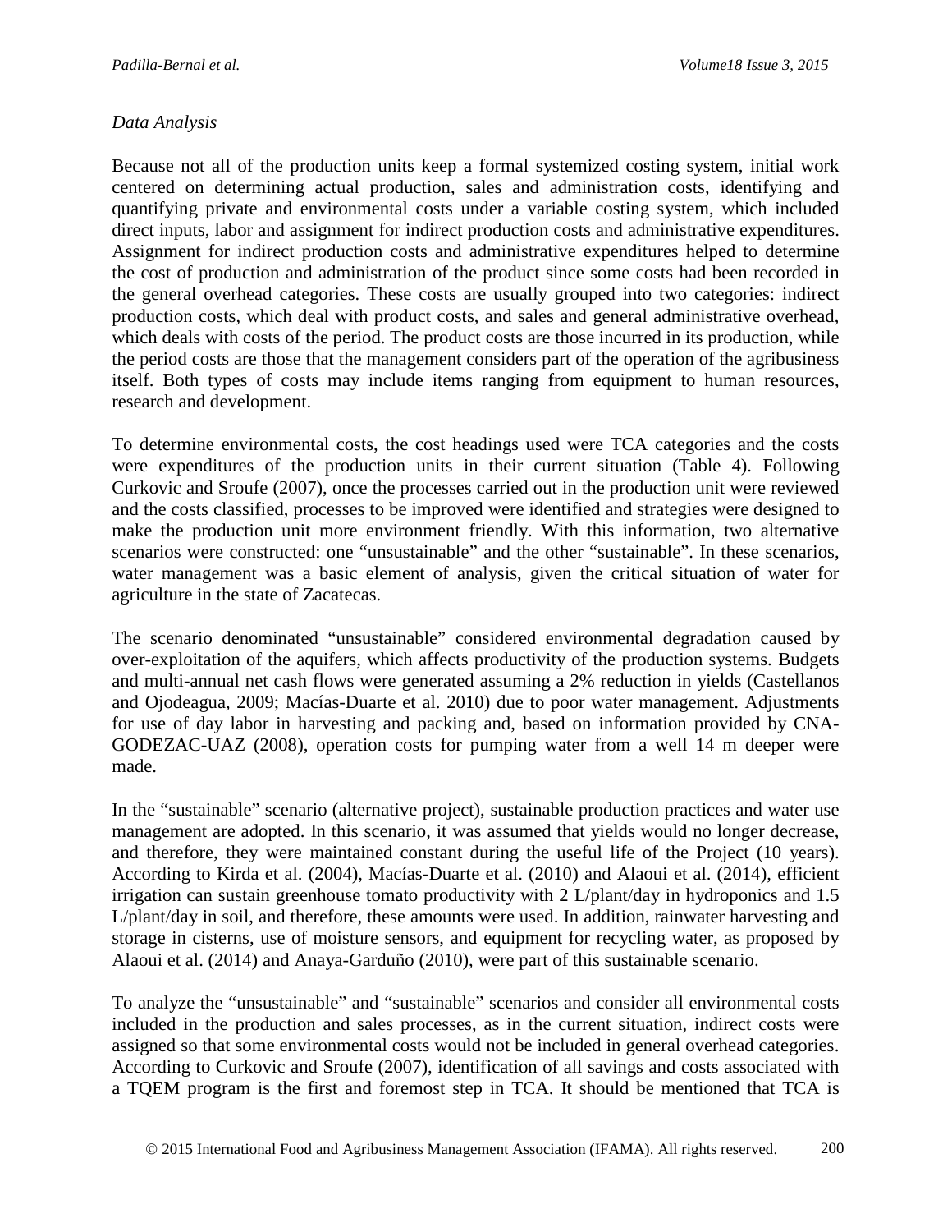*Data Analysis*

Because not all of the production units keep a formal systemized costing system, initial work centered on determining actual production, sales and administration costs, identifying and quantifying private and environmental costs under a variable costing system, which included direct inputs, labor and assignment for indirect production costs and administrative expenditures. Assignment for indirect production costs and administrative expenditures helped to determine the cost of production and administration of the product since some costs had been recorded in the general overhead categories. These costs are usually grouped into two categories: indirect production costs, which deal with product costs, and sales and general administrative overhead, which deals with costs of the period. The product costs are those incurred in its production, while the period costs are those that the management considers part of the operation of the agribusiness itself. Both types of costs may include items ranging from equipment to human resources, research and development.

To determine environmental costs, the cost headings used were TCA categories and the costs were expenditures of the production units in their current situation (Table 4). Following Curkovic and Sroufe (2007), once the processes carried out in the production unit were reviewed and the costs classified, processes to be improved were identified and strategies were designed to make the production unit more environment friendly. With this information, two alternative scenarios were constructed: one "unsustainable" and the other "sustainable". In these scenarios, water management was a basic element of analysis, given the critical situation of water for agriculture in the state of Zacatecas.

The scenario denominated "unsustainable" considered environmental degradation caused by over-exploitation of the aquifers, which affects productivity of the production systems. Budgets and multi-annual net cash flows were generated assuming a 2% reduction in yields (Castellanos and Ojodeagua, 2009; Macías-Duarte et al. 2010) due to poor water management. Adjustments for use of day labor in harvesting and packing and, based on information provided by CNA-GODEZAC-UAZ (2008), operation costs for pumping water from a well 14 m deeper were made.

In the "sustainable" scenario (alternative project), sustainable production practices and water use management are adopted. In this scenario, it was assumed that yields would no longer decrease, and therefore, they were maintained constant during the useful life of the Project (10 years). According to Kirda et al. (2004), Macías-Duarte et al. (2010) and Alaoui et al. (2014), efficient irrigation can sustain greenhouse tomato productivity with 2 L/plant/day in hydroponics and 1.5 L/plant/day in soil, and therefore, these amounts were used. In addition, rainwater harvesting and storage in cisterns, use of moisture sensors, and equipment for recycling water, as proposed by Alaoui et al. (2014) and Anaya-Garduño (2010), were part of this sustainable scenario.

To analyze the "unsustainable" and "sustainable" scenarios and consider all environmental costs included in the production and sales processes, as in the current situation, indirect costs were assigned so that some environmental costs would not be included in general overhead categories. According to Curkovic and Sroufe (2007), identification of all savings and costs associated with a TQEM program is the first and foremost step in TCA. It should be mentioned that TCA is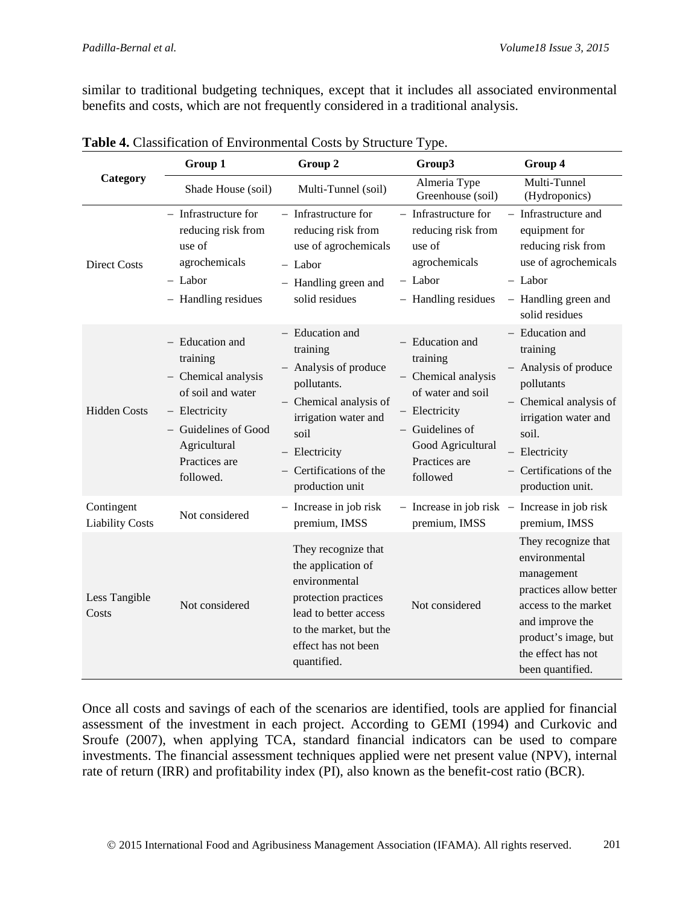similar to traditional budgeting techniques, except that it includes all associated environmental benefits and costs, which are not frequently considered in a traditional analysis.

**Table 4.** Classification of Environmental Costs by Structure Type.

| Category | Group 1 | Group 2 | Group3 | Group 4 |
|---|---|---|---|---|
| | Shade House (soil) | Multi-Tunnel (soil) | Almeria Type Greenhouse (soil) | Multi-Tunnel (Hydroponics) |
| Direct Costs | – Infrastructure for reducing risk from use of agrochemicals<br>– Labor<br>– Handling residues | – Infrastructure for reducing risk from use of agrochemicals<br>– Labor<br>– Handling green and solid residues | – Infrastructure for reducing risk from use of agrochemicals<br>– Labor<br>– Handling residues | – Infrastructure and equipment for reducing risk from use of agrochemicals<br>– Labor<br>– Handling green and solid residues |
| Hidden Costs | – Education and training<br>– Chemical analysis of soil and water<br>– Electricity<br>– Guidelines of Good Agricultural Practices are followed. | – Education and training<br>– Analysis of produce pollutants.<br>– Chemical analysis of irrigation water and soil<br>– Electricity<br>– Certifications of the production unit | – Education and training<br>– Chemical analysis of water and soil<br>– Electricity<br>– Guidelines of Good Agricultural Practices are followed | – Education and training<br>– Analysis of produce pollutants<br>– Chemical analysis of irrigation water and soil.<br>– Electricity<br>– Certifications of the production unit. |
| Contingent Liability Costs | Not considered | – Increase in job risk premium, IMSS | – Increase in job risk premium, IMSS | – Increase in job risk premium, IMSS |
| Less Tangible Costs | Not considered | They recognize that the application of environmental protection practices lead to better access to the market, but the effect has not been quantified. | Not considered | They recognize that environmental management practices allow better access to the market and improve the product's image, but the effect has not been quantified. |

Once all costs and savings of each of the scenarios are identified, tools are applied for financial assessment of the investment in each project. According to GEMI (1994) and Curkovic and Sroufe (2007), when applying TCA, standard financial indicators can be used to compare investments. The financial assessment techniques applied were net present value (NPV), internal rate of return (IRR) and profitability index (PI), also known as the benefit-cost ratio (BCR).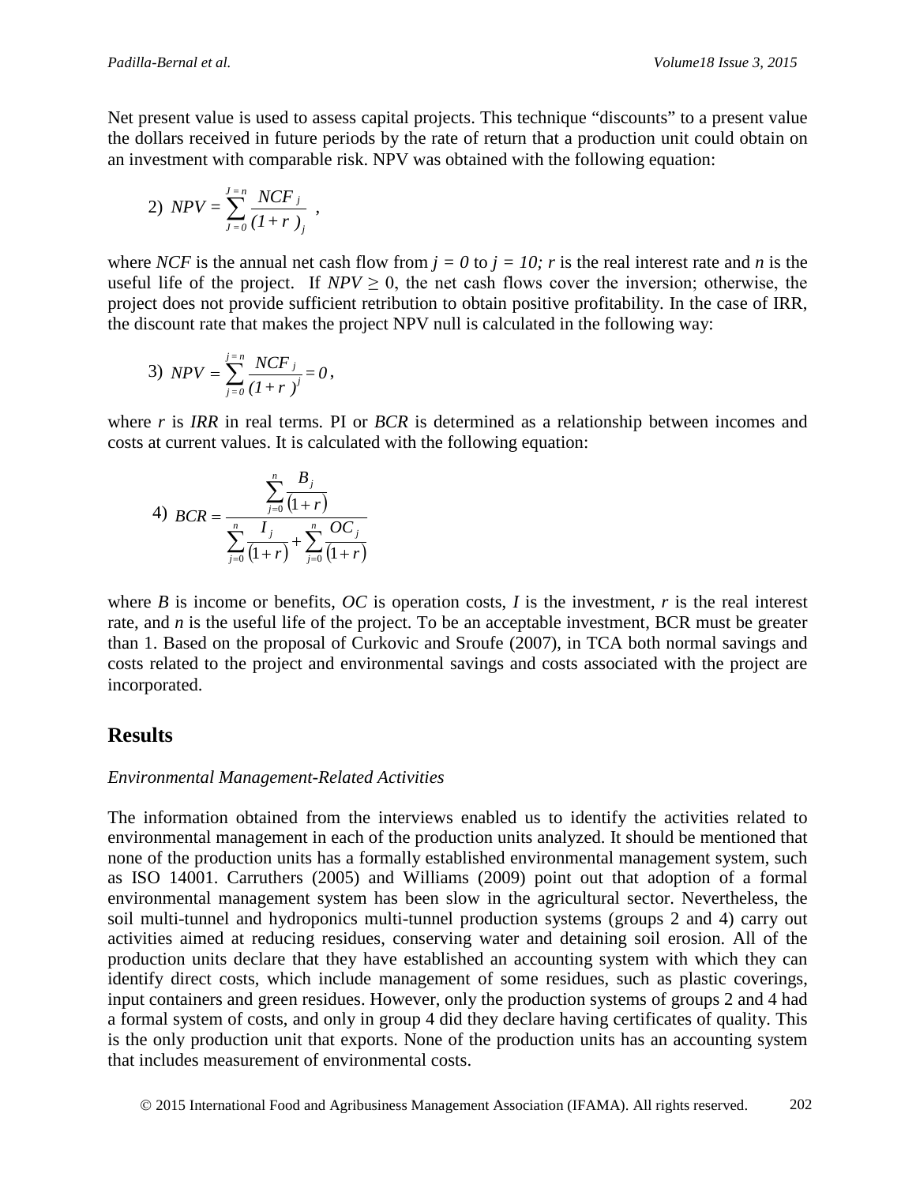Net present value is used to assess capital projects. This technique "discounts" to a present value the dollars received in future periods by the rate of return that a production unit could obtain on an investment with comparable risk. NPV was obtained with the following equation:

$$2)\ NPV = \sum_{J=0}^{J=n} \frac{NCF_j}{(1+r)_j}\ ,$$

where *NCF* is the annual net cash flow from $j = 0$ to $j = 10$; $r$ is the real interest rate and $n$ is the useful life of the project. If $NPV \geq 0$, the net cash flows cover the inversion; otherwise, the project does not provide sufficient retribution to obtain positive profitability. In the case of IRR, the discount rate that makes the project NPV null is calculated in the following way:

$$3)\ NPV = \sum_{j=0}^{j=n} \frac{NCF_j}{(1+r)^j} = 0\,,$$

where $r$ is *IRR* in real terms. PI or *BCR* is determined as a relationship between incomes and costs at current values. It is calculated with the following equation:

$$4)\ BCR = \frac{\sum_{j=0}^{n} \frac{B_j}{(1+r)}}{\sum_{j=0}^{n} \frac{I_j}{(1+r)} + \sum_{j=0}^{n} \frac{OC_j}{(1+r)}}$$

where *B* is income or benefits, *OC* is operation costs, *I* is the investment, $r$ is the real interest rate, and $n$ is the useful life of the project. To be an acceptable investment, BCR must be greater than 1. Based on the proposal of Curkovic and Sroufe (2007), in TCA both normal savings and costs related to the project and environmental savings and costs associated with the project are incorporated.

## Results

### *Environmental Management-Related Activities*

The information obtained from the interviews enabled us to identify the activities related to environmental management in each of the production units analyzed. It should be mentioned that none of the production units has a formally established environmental management system, such as ISO 14001. Carruthers (2005) and Williams (2009) point out that adoption of a formal environmental management system has been slow in the agricultural sector. Nevertheless, the soil multi-tunnel and hydroponics multi-tunnel production systems (groups 2 and 4) carry out activities aimed at reducing residues, conserving water and detaining soil erosion. All of the production units declare that they have established an accounting system with which they can identify direct costs, which include management of some residues, such as plastic coverings, input containers and green residues. However, only the production systems of groups 2 and 4 had a formal system of costs, and only in group 4 did they declare having certificates of quality. This is the only production unit that exports. None of the production units has an accounting system that includes measurement of environmental costs.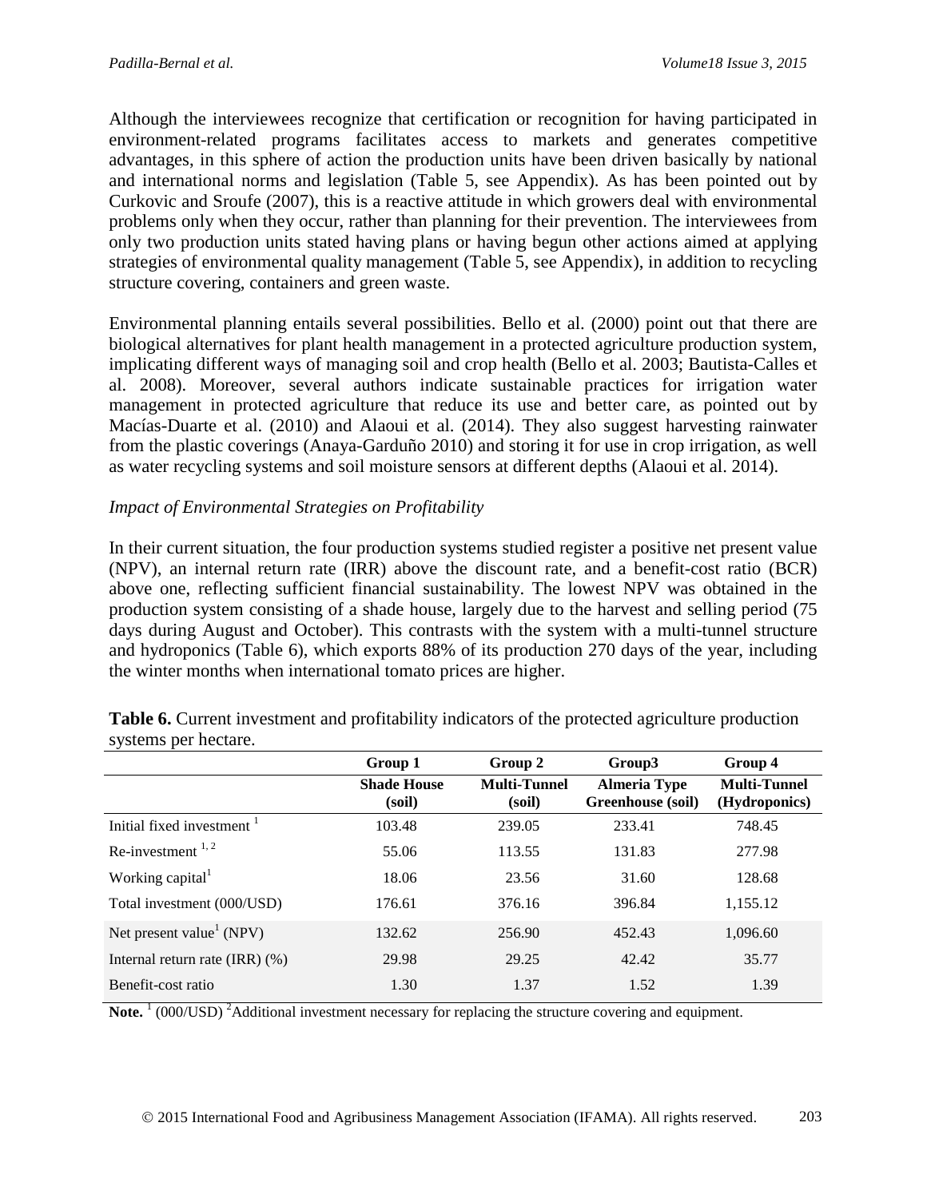Although the interviewees recognize that certification or recognition for having participated in environment-related programs facilitates access to markets and generates competitive advantages, in this sphere of action the production units have been driven basically by national and international norms and legislation (Table 5, see Appendix). As has been pointed out by Curkovic and Sroufe (2007), this is a reactive attitude in which growers deal with environmental problems only when they occur, rather than planning for their prevention. The interviewees from only two production units stated having plans or having begun other actions aimed at applying strategies of environmental quality management (Table 5, see Appendix), in addition to recycling structure covering, containers and green waste.

Environmental planning entails several possibilities. Bello et al. (2000) point out that there are biological alternatives for plant health management in a protected agriculture production system, implicating different ways of managing soil and crop health (Bello et al. 2003; Bautista-Calles et al. 2008). Moreover, several authors indicate sustainable practices for irrigation water management in protected agriculture that reduce its use and better care, as pointed out by Macías-Duarte et al. (2010) and Alaoui et al. (2014). They also suggest harvesting rainwater from the plastic coverings (Anaya-Garduño 2010) and storing it for use in crop irrigation, as well as water recycling systems and soil moisture sensors at different depths (Alaoui et al. 2014).

*Impact of Environmental Strategies on Profitability*

In their current situation, the four production systems studied register a positive net present value (NPV), an internal return rate (IRR) above the discount rate, and a benefit-cost ratio (BCR) above one, reflecting sufficient financial sustainability. The lowest NPV was obtained in the production system consisting of a shade house, largely due to the harvest and selling period (75 days during August and October). This contrasts with the system with a multi-tunnel structure and hydroponics (Table 6), which exports 88% of its production 270 days of the year, including the winter months when international tomato prices are higher.

**Table 6.** Current investment and profitability indicators of the protected agriculture production systems per hectare.

| | Group 1 | Group 2 | Group3 | Group 4 |
|---|---|---|---|---|
| | **Shade House (soil)** | **Multi-Tunnel (soil)** | **Almeria Type Greenhouse (soil)** | **Multi-Tunnel (Hydroponics)** |
| Initial fixed investment [1] | 103.48 | 239.05 | 233.41 | 748.45 |
| Re-investment [1, 2] | 55.06 | 113.55 | 131.83 | 277.98 |
| Working capital[1] | 18.06 | 23.56 | 31.60 | 128.68 |
| Total investment (000/USD) | 176.61 | 376.16 | 396.84 | 1,155.12 |
| Net present value[1] (NPV) | 132.62 | 256.90 | 452.43 | 1,096.60 |
| Internal return rate (IRR) (%) | 29.98 | 29.25 | 42.42 | 35.77 |
| Benefit-cost ratio | 1.30 | 1.37 | 1.52 | 1.39 |

**Note.** [1] (000/USD) [2]Additional investment necessary for replacing the structure covering and equipment.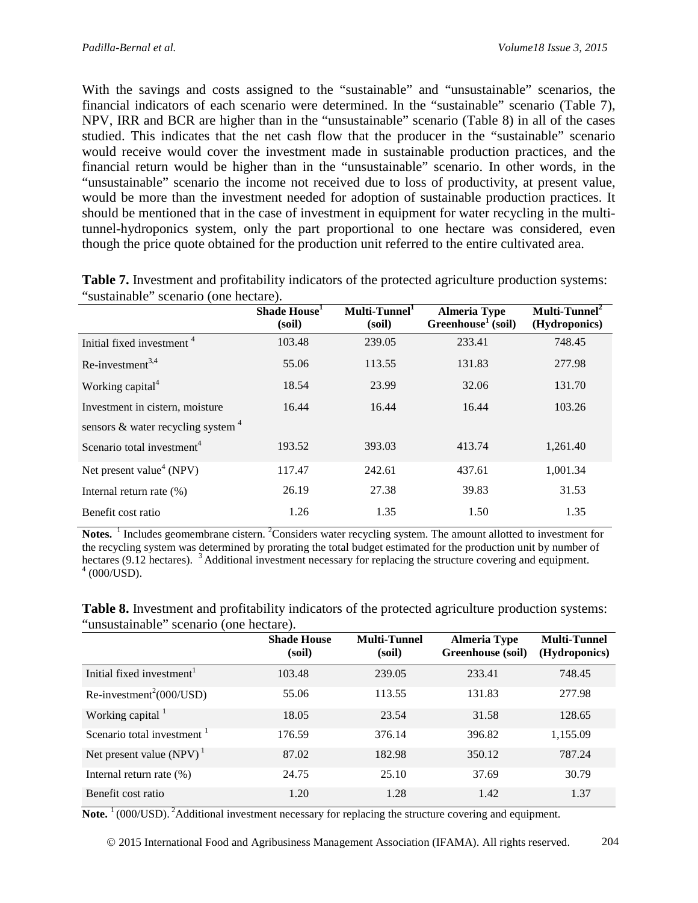With the savings and costs assigned to the "sustainable" and "unsustainable" scenarios, the financial indicators of each scenario were determined. In the "sustainable" scenario (Table 7), NPV, IRR and BCR are higher than in the "unsustainable" scenario (Table 8) in all of the cases studied. This indicates that the net cash flow that the producer in the "sustainable" scenario would receive would cover the investment made in sustainable production practices, and the financial return would be higher than in the "unsustainable" scenario. In other words, in the "unsustainable" scenario the income not received due to loss of productivity, at present value, would be more than the investment needed for adoption of sustainable production practices. It should be mentioned that in the case of investment in equipment for water recycling in the multi-tunnel-hydroponics system, only the part proportional to one hectare was considered, even though the price quote obtained for the production unit referred to the entire cultivated area.

**Table 7.** Investment and profitability indicators of the protected agriculture production systems: "sustainable" scenario (one hectare).

| | Shade House[1] (soil) | Multi-Tunnel[1] (soil) | Almeria Type Greenhouse[1] (soil) | Multi-Tunnel[2] (Hydroponics) |
|---|---|---|---|---|
| Initial fixed investment [4] | 103.48 | 239.05 | 233.41 | 748.45 |
| Re-investment[3,4] | 55.06 | 113.55 | 131.83 | 277.98 |
| Working capital[4] | 18.54 | 23.99 | 32.06 | 131.70 |
| Investment in cistern, moisture sensors & water recycling system [4] | 16.44 | 16.44 | 16.44 | 103.26 |
| Scenario total investment[4] | 193.52 | 393.03 | 413.74 | 1,261.40 |
| Net present value[4] (NPV) | 117.47 | 242.61 | 437.61 | 1,001.34 |
| Internal return rate (%) | 26.19 | 27.38 | 39.83 | 31.53 |
| Benefit cost ratio | 1.26 | 1.35 | 1.50 | 1.35 |

**Notes.** [1] Includes geomembrane cistern. [2] Considers water recycling system. The amount allotted to investment for the recycling system was determined by prorating the total budget estimated for the production unit by number of hectares (9.12 hectares). [3] Additional investment necessary for replacing the structure covering and equipment. [4] (000/USD).

**Table 8.** Investment and profitability indicators of the protected agriculture production systems: "unsustainable" scenario (one hectare).

| | Shade House (soil) | Multi-Tunnel (soil) | Almeria Type Greenhouse (soil) | Multi-Tunnel (Hydroponics) |
|---|---|---|---|---|
| Initial fixed investment[1] | 103.48 | 239.05 | 233.41 | 748.45 |
| Re-investment[2](000/USD) | 55.06 | 113.55 | 131.83 | 277.98 |
| Working capital [1] | 18.05 | 23.54 | 31.58 | 128.65 |
| Scenario total investment [1] | 176.59 | 376.14 | 396.82 | 1,155.09 |
| Net present value (NPV) [1] | 87.02 | 182.98 | 350.12 | 787.24 |
| Internal return rate (%) | 24.75 | 25.10 | 37.69 | 30.79 |
| Benefit cost ratio | 1.20 | 1.28 | 1.42 | 1.37 |

**Note.** [1] (000/USD). [2] Additional investment necessary for replacing the structure covering and equipment.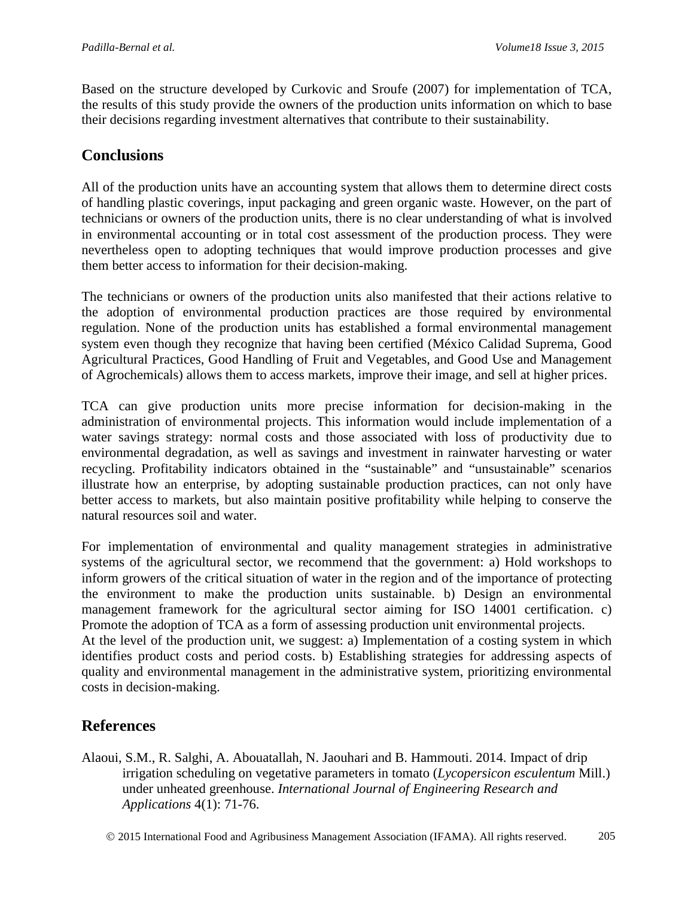Based on the structure developed by Curkovic and Sroufe (2007) for implementation of TCA, the results of this study provide the owners of the production units information on which to base their decisions regarding investment alternatives that contribute to their sustainability.

## Conclusions

All of the production units have an accounting system that allows them to determine direct costs of handling plastic coverings, input packaging and green organic waste. However, on the part of technicians or owners of the production units, there is no clear understanding of what is involved in environmental accounting or in total cost assessment of the production process. They were nevertheless open to adopting techniques that would improve production processes and give them better access to information for their decision-making.

The technicians or owners of the production units also manifested that their actions relative to the adoption of environmental production practices are those required by environmental regulation. None of the production units has established a formal environmental management system even though they recognize that having been certified (México Calidad Suprema, Good Agricultural Practices, Good Handling of Fruit and Vegetables, and Good Use and Management of Agrochemicals) allows them to access markets, improve their image, and sell at higher prices.

TCA can give production units more precise information for decision-making in the administration of environmental projects. This information would include implementation of a water savings strategy: normal costs and those associated with loss of productivity due to environmental degradation, as well as savings and investment in rainwater harvesting or water recycling. Profitability indicators obtained in the "sustainable" and "unsustainable" scenarios illustrate how an enterprise, by adopting sustainable production practices, can not only have better access to markets, but also maintain positive profitability while helping to conserve the natural resources soil and water.

For implementation of environmental and quality management strategies in administrative systems of the agricultural sector, we recommend that the government: a) Hold workshops to inform growers of the critical situation of water in the region and of the importance of protecting the environment to make the production units sustainable. b) Design an environmental management framework for the agricultural sector aiming for ISO 14001 certification. c) Promote the adoption of TCA as a form of assessing production unit environmental projects.
At the level of the production unit, we suggest: a) Implementation of a costing system in which identifies product costs and period costs. b) Establishing strategies for addressing aspects of quality and environmental management in the administrative system, prioritizing environmental costs in decision-making.

## References

Alaoui, S.M., R. Salghi, A. Abouatallah, N. Jaouhari and B. Hammouti. 2014. Impact of drip irrigation scheduling on vegetative parameters in tomato (*Lycopersicon esculentum* Mill.) under unheated greenhouse. *International Journal of Engineering Research and Applications* 4(1): 71-76.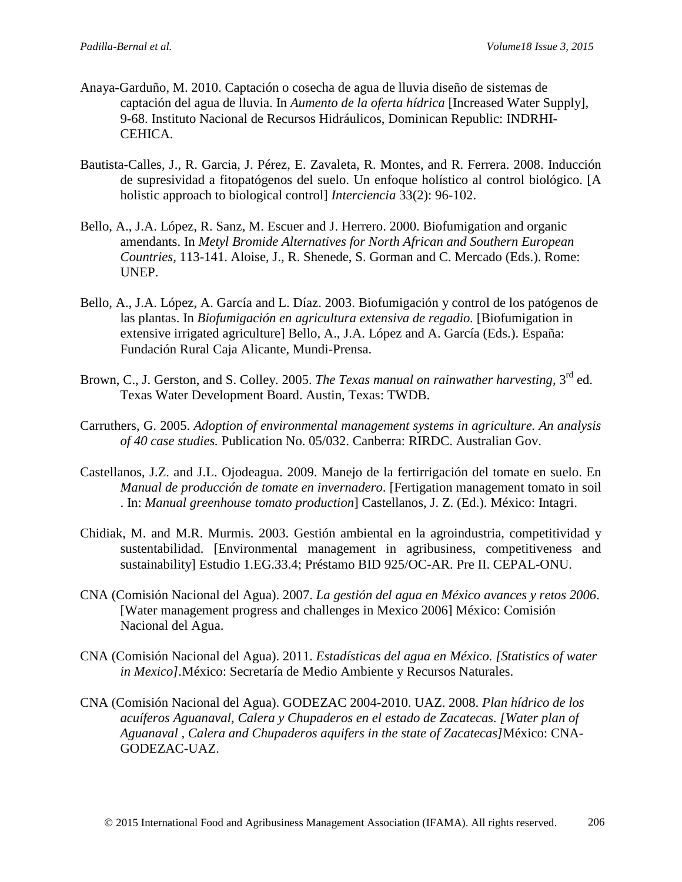Anaya-Garduño, M. 2010. Captación o cosecha de agua de lluvia diseño de sistemas de captación del agua de lluvia. In *Aumento de la oferta hídrica* [Increased Water Supply], 9-68. Instituto Nacional de Recursos Hidráulicos, Dominican Republic: INDRHI-CEHICA.

Bautista-Calles, J., R. Garcia, J. Pérez, E. Zavaleta, R. Montes, and R. Ferrera. 2008. Inducción de supresividad a fitopatógenos del suelo. Un enfoque holístico al control biológico. [A holistic approach to biological control] *Interciencia* 33(2): 96-102.

Bello, A., J.A. López, R. Sanz, M. Escuer and J. Herrero. 2000. Biofumigation and organic amendants. In *Metyl Bromide Alternatives for North African and Southern European Countries*, 113-141. Aloise, J., R. Shenede, S. Gorman and C. Mercado (Eds.). Rome: UNEP.

Bello, A., J.A. López, A. García and L. Díaz. 2003. Biofumigación y control de los patógenos de las plantas. In *Biofumigación en agricultura extensiva de regadio.* [Biofumigation in extensive irrigated agriculture] Bello, A., J.A. López and A. García (Eds.). España: Fundación Rural Caja Alicante, Mundi-Prensa.

Brown, C., J. Gerston, and S. Colley. 2005. *The Texas manual on rainwather harvesting*, 3rd ed. Texas Water Development Board. Austin, Texas: TWDB.

Carruthers, G. 2005. *Adoption of environmental management systems in agriculture. An analysis of 40 case studies.* Publication No. 05/032. Canberra: RIRDC. Australian Gov.

Castellanos, J.Z. and J.L. Ojodeagua. 2009. Manejo de la fertirrigación del tomate en suelo. En *Manual de producción de tomate en invernadero*. [Fertigation management tomato in soil . In: *Manual greenhouse tomato production*] Castellanos, J. Z. (Ed.). México: Intagri.

Chidiak, M. and M.R. Murmis. 2003. Gestión ambiental en la agroindustria, competitividad y sustentabilidad. [Environmental management in agribusiness, competitiveness and sustainability] Estudio 1.EG.33.4; Préstamo BID 925/OC-AR. Pre II. CEPAL-ONU.

CNA (Comisión Nacional del Agua). 2007. *La gestión del agua en México avances y retos 2006*. [Water management progress and challenges in Mexico 2006] México: Comisión Nacional del Agua.

CNA (Comisión Nacional del Agua). 2011. *Estadísticas del agua en México. [Statistics of water in Mexico]*.México: Secretaría de Medio Ambiente y Recursos Naturales.

CNA (Comisión Nacional del Agua). GODEZAC 2004-2010. UAZ. 2008. *Plan hídrico de los acuíferos Aguanaval, Calera y Chupaderos en el estado de Zacatecas. [Water plan of Aguanaval , Calera and Chupaderos aquifers in the state of Zacatecas]*México: CNA-GODEZAC-UAZ.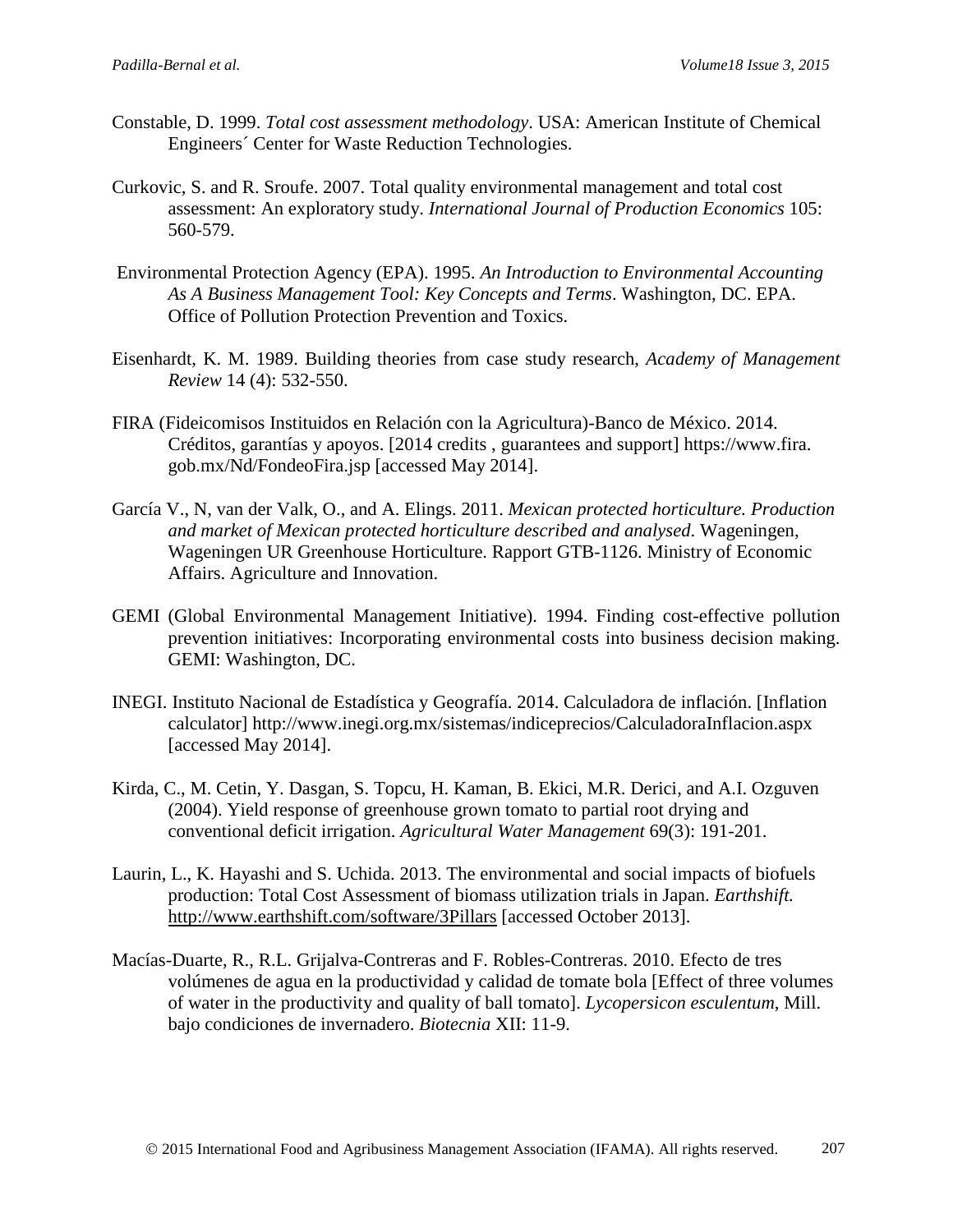Constable, D. 1999. *Total cost assessment methodology*. USA: American Institute of Chemical Engineers´ Center for Waste Reduction Technologies.

Curkovic, S. and R. Sroufe. 2007. Total quality environmental management and total cost assessment: An exploratory study. *International Journal of Production Economics* 105: 560-579.

Environmental Protection Agency (EPA). 1995. *An Introduction to Environmental Accounting As A Business Management Tool: Key Concepts and Terms*. Washington, DC. EPA. Office of Pollution Protection Prevention and Toxics.

Eisenhardt, K. M. 1989. Building theories from case study research, *Academy of Management Review* 14 (4): 532-550.

FIRA (Fideicomisos Instituidos en Relación con la Agricultura)-Banco de México. 2014. Créditos, garantías y apoyos. [2014 credits , guarantees and support] https://www.fira.gob.mx/Nd/FondeoFira.jsp [accessed May 2014].

García V., N, van der Valk, O., and A. Elings. 2011. *Mexican protected horticulture. Production and market of Mexican protected horticulture described and analysed*. Wageningen, Wageningen UR Greenhouse Horticulture. Rapport GTB-1126. Ministry of Economic Affairs. Agriculture and Innovation.

GEMI (Global Environmental Management Initiative). 1994. Finding cost-effective pollution prevention initiatives: Incorporating environmental costs into business decision making. GEMI: Washington, DC.

INEGI. Instituto Nacional de Estadística y Geografía. 2014. Calculadora de inflación. [Inflation calculator] http://www.inegi.org.mx/sistemas/indiceprecios/CalculadoraInflacion.aspx [accessed May 2014].

Kirda, C., M. Cetin, Y. Dasgan, S. Topcu, H. Kaman, B. Ekici, M.R. Derici, and A.I. Ozguven (2004). Yield response of greenhouse grown tomato to partial root drying and conventional deficit irrigation. *Agricultural Water Management* 69(3): 191-201.

Laurin, L., K. Hayashi and S. Uchida. 2013. The environmental and social impacts of biofuels production: Total Cost Assessment of biomass utilization trials in Japan. *Earthshift.* http://www.earthshift.com/software/3Pillars [accessed October 2013].

Macías-Duarte, R., R.L. Grijalva-Contreras and F. Robles-Contreras. 2010. Efecto de tres volúmenes de agua en la productividad y calidad de tomate bola [Effect of three volumes of water in the productivity and quality of ball tomato]. *Lycopersicon esculentum*, Mill. bajo condiciones de invernadero. *Biotecnia* XII: 11-9.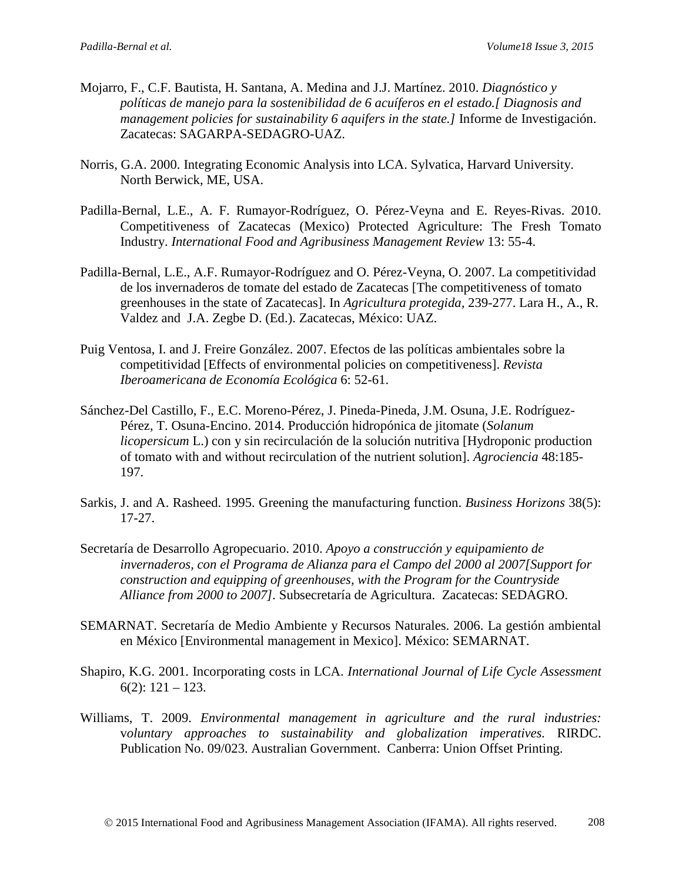Mojarro, F., C.F. Bautista, H. Santana, A. Medina and J.J. Martínez. 2010. *Diagnóstico y políticas de manejo para la sostenibilidad de 6 acuíferos en el estado.[ Diagnosis and management policies for sustainability 6 aquifers in the state.]* Informe de Investigación. Zacatecas: SAGARPA-SEDAGRO-UAZ.

Norris, G.A. 2000. Integrating Economic Analysis into LCA. Sylvatica, Harvard University. North Berwick, ME, USA.

Padilla-Bernal, L.E., A. F. Rumayor-Rodríguez, O. Pérez-Veyna and E. Reyes-Rivas. 2010. Competitiveness of Zacatecas (Mexico) Protected Agriculture: The Fresh Tomato Industry. *International Food and Agribusiness Management Review* 13: 55-4.

Padilla-Bernal, L.E., A.F. Rumayor-Rodríguez and O. Pérez-Veyna, O. 2007. La competitividad de los invernaderos de tomate del estado de Zacatecas [The competitiveness of tomato greenhouses in the state of Zacatecas]. In *Agricultura protegida*, 239-277. Lara H., A., R. Valdez and J.A. Zegbe D. (Ed.). Zacatecas, México: UAZ.

Puig Ventosa, I. and J. Freire González. 2007. Efectos de las políticas ambientales sobre la competitividad [Effects of environmental policies on competitiveness]. *Revista Iberoamericana de Economía Ecológica* 6: 52-61.

Sánchez-Del Castillo, F., E.C. Moreno-Pérez, J. Pineda-Pineda, J.M. Osuna, J.E. Rodríguez-Pérez, T. Osuna-Encino. 2014. Producción hidropónica de jitomate (*Solanum licopersicum* L.) con y sin recirculación de la solución nutritiva [Hydroponic production of tomato with and without recirculation of the nutrient solution]. *Agrociencia* 48:185-197.

Sarkis, J. and A. Rasheed. 1995. Greening the manufacturing function. *Business Horizons* 38(5): 17-27.

Secretaría de Desarrollo Agropecuario. 2010. *Apoyo a construcción y equipamiento de invernaderos, con el Programa de Alianza para el Campo del 2000 al 2007[Support for construction and equipping of greenhouses, with the Program for the Countryside Alliance from 2000 to 2007]*. Subsecretaría de Agricultura. Zacatecas: SEDAGRO.

SEMARNAT. Secretaría de Medio Ambiente y Recursos Naturales. 2006. La gestión ambiental en México [Environmental management in Mexico]. México: SEMARNAT.

Shapiro, K.G. 2001. Incorporating costs in LCA. *International Journal of Life Cycle Assessment* 6(2): 121 – 123.

Williams, T. 2009. *Environmental management in agriculture and the rural industries: voluntary approaches to sustainability and globalization imperatives.* RIRDC. Publication No. 09/023. Australian Government. Canberra: Union Offset Printing.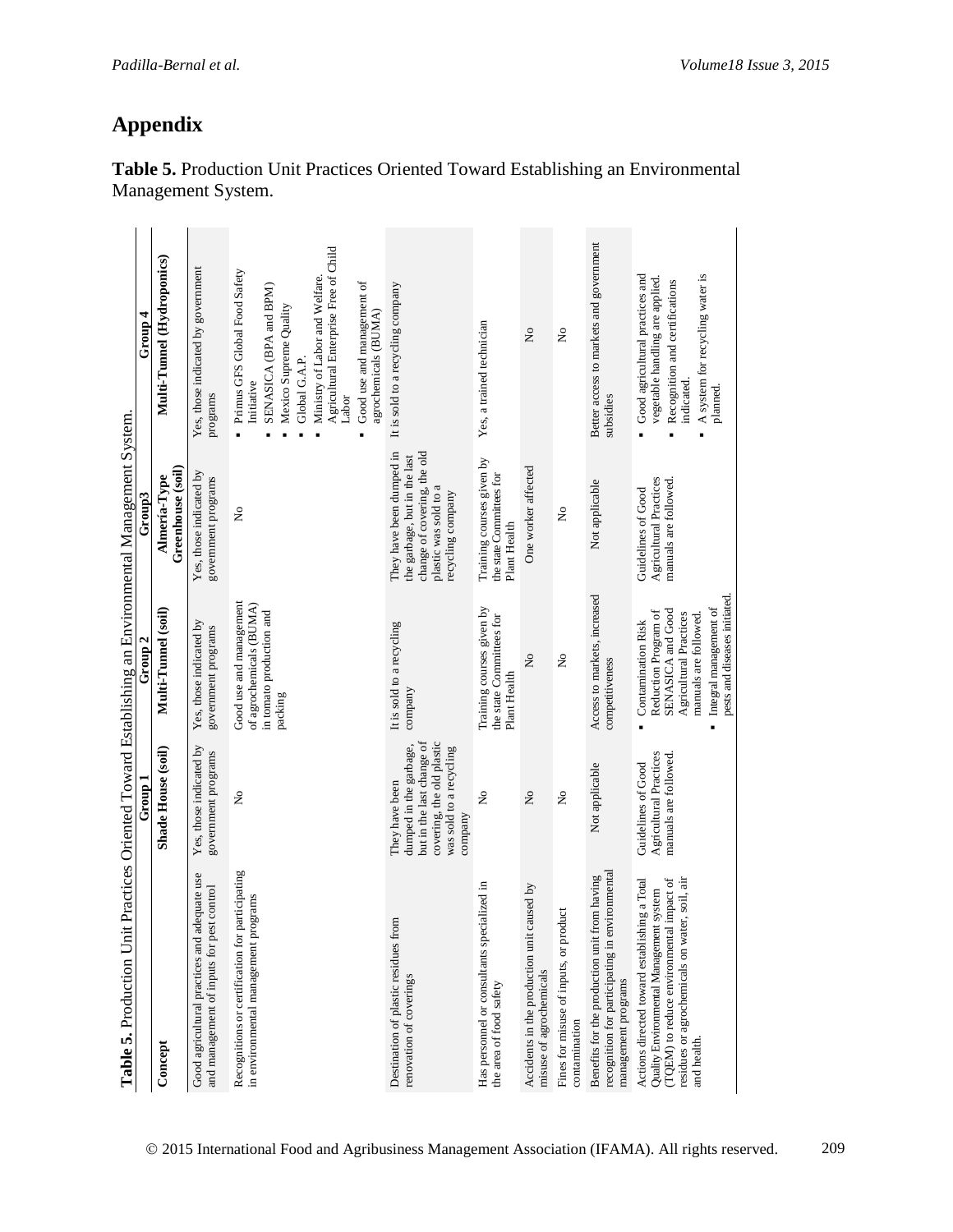# Appendix

**Table 5.** Production Unit Practices Oriented Toward Establishing an Environmental Management System.

| Concept | Group 1 Shade House (soil) | Group 2 Multi-Tunnel (soil) | Group3 Almería-Type Greenhouse (soil) | Group 4 Multi-Tunnel (Hydroponics) |
|---|---|---|---|---|
| Good agricultural practices and adequate use and management of inputs for pest control | Yes, those indicated by government programs | Yes, those indicated by government programs | Yes, those indicated by government programs | Yes, those indicated by government programs |
| Recognitions or certification for participating in environmental management programs | No | Good use and management of agrochemicals (BUMA) in tomato production and packing | No | ▪ Primus GFS Global Food Safety Initiative<br>▪ SENASICA (BPA and BPM)<br>▪ Mexico Supreme Quality<br>▪ Global G.A.P.<br>▪ Ministry of Labor and Welfare. Agricultural Enterprise Free of Child Labor<br>▪ Good use and management of agrochemicals (BUMA) |
| Destination of plastic residues from renovation of coverings | They have been dumped in the garbage, but in the last change of covering, the old plastic was sold to a recycling company | It is sold to a recycling company | They have been dumped in the garbage, but in the last change of covering, the old plastic was sold to a recycling company | It is sold to a recycling company |
| Has personnel or consultants specialized in the area of food safety | No | Training courses given by the state Committees for Plant Health | Training courses given by the state Committees for Plant Health | Yes, a trained technician |
| Accidents in the production unit caused by misuse of agrochemicals | No | No | One worker affected | No |
| Fines for misuse of inputs, or product contamination | No | No | No | No |
| Benefits for the production unit from having recognition for participating in environmental management programs | Not applicable | Access to markets, increased competitiveness | Not applicable | Better access to markets and government subsidies |
| Actions directed toward establishing a Total Quality Environmental Management system (TQEM) to reduce environmental impact of residues or agrochemicals on water, soil, air and health. | Guidelines of Good Agricultural Practices manuals are followed. | ▪ Contamination Risk Reduction Program of SENASICA and Good Agricultural Practices manuals are followed.<br>▪ Integral management of pests and diseases initiated. | Guidelines of Good Agricultural Practices manuals are followed. | ▪ Good agricultural practices and vegetable handling are applied.<br>▪ Recognition and certifications indicated.<br>▪ A system for recycling water is planned. |